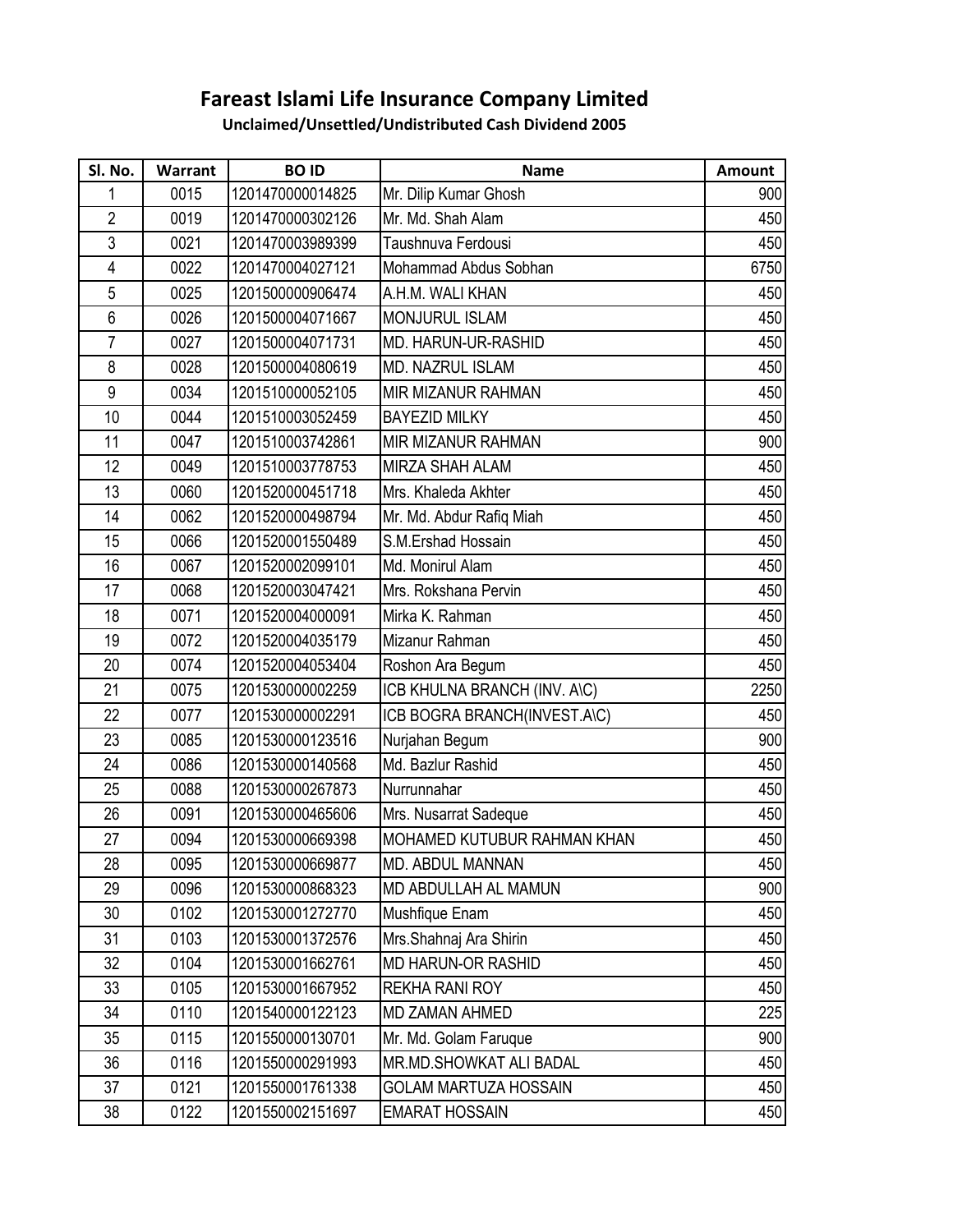# Fareast Islami Life Insurance Company Limited

## Unclaimed/Unsettled/Undistributed Cash Dividend 2005

| Sl. No. | Warrant | BO ID | Name | Amount |
|---|---|---|---|---|
| 1 | 0015 | 1201470000014825 | Mr. Dilip Kumar Ghosh | 900 |
| 2 | 0019 | 1201470000302126 | Mr. Md. Shah Alam | 450 |
| 3 | 0021 | 1201470003989399 | Taushnuva Ferdousi | 450 |
| 4 | 0022 | 1201470004027121 | Mohammad Abdus Sobhan | 6750 |
| 5 | 0025 | 1201500000906474 | A.H.M. WALI KHAN | 450 |
| 6 | 0026 | 1201500004071667 | MONJURUL ISLAM | 450 |
| 7 | 0027 | 1201500004071731 | MD. HARUN-UR-RASHID | 450 |
| 8 | 0028 | 1201500004080619 | MD. NAZRUL ISLAM | 450 |
| 9 | 0034 | 1201510000052105 | MIR MIZANUR RAHMAN | 450 |
| 10 | 0044 | 1201510003052459 | BAYEZID MILKY | 450 |
| 11 | 0047 | 1201510003742861 | MIR MIZANUR RAHMAN | 900 |
| 12 | 0049 | 1201510003778753 | MIRZA SHAH ALAM | 450 |
| 13 | 0060 | 1201520000451718 | Mrs. Khaleda Akhter | 450 |
| 14 | 0062 | 1201520000498794 | Mr. Md. Abdur Rafiq Miah | 450 |
| 15 | 0066 | 1201520001550489 | S.M.Ershad Hossain | 450 |
| 16 | 0067 | 1201520002099101 | Md. Monirul Alam | 450 |
| 17 | 0068 | 1201520003047421 | Mrs. Rokshana Pervin | 450 |
| 18 | 0071 | 1201520004000091 | Mirka K. Rahman | 450 |
| 19 | 0072 | 1201520004035179 | Mizanur Rahman | 450 |
| 20 | 0074 | 1201520004053404 | Roshon Ara Begum | 450 |
| 21 | 0075 | 1201530000002259 | ICB KHULNA BRANCH (INV. A\C) | 2250 |
| 22 | 0077 | 1201530000002291 | ICB BOGRA BRANCH(INVEST.A\C) | 450 |
| 23 | 0085 | 1201530000123516 | Nurjahan Begum | 900 |
| 24 | 0086 | 1201530000140568 | Md. Bazlur Rashid | 450 |
| 25 | 0088 | 1201530000267873 | Nurrunnahar | 450 |
| 26 | 0091 | 1201530000465606 | Mrs. Nusarrat Sadeque | 450 |
| 27 | 0094 | 1201530000669398 | MOHAMED KUTUBUR RAHMAN KHAN | 450 |
| 28 | 0095 | 1201530000669877 | MD. ABDUL MANNAN | 450 |
| 29 | 0096 | 1201530000868323 | MD ABDULLAH AL MAMUN | 900 |
| 30 | 0102 | 1201530001272770 | Mushfique Enam | 450 |
| 31 | 0103 | 1201530001372576 | Mrs.Shahnaj Ara Shirin | 450 |
| 32 | 0104 | 1201530001662761 | MD HARUN-OR RASHID | 450 |
| 33 | 0105 | 1201530001667952 | REKHA RANI ROY | 450 |
| 34 | 0110 | 1201540000122123 | MD ZAMAN AHMED | 225 |
| 35 | 0115 | 1201550000130701 | Mr. Md. Golam Faruque | 900 |
| 36 | 0116 | 1201550000291993 | MR.MD.SHOWKAT ALI BADAL | 450 |
| 37 | 0121 | 1201550001761338 | GOLAM MARTUZA HOSSAIN | 450 |
| 38 | 0122 | 1201550002151697 | EMARAT HOSSAIN | 450 |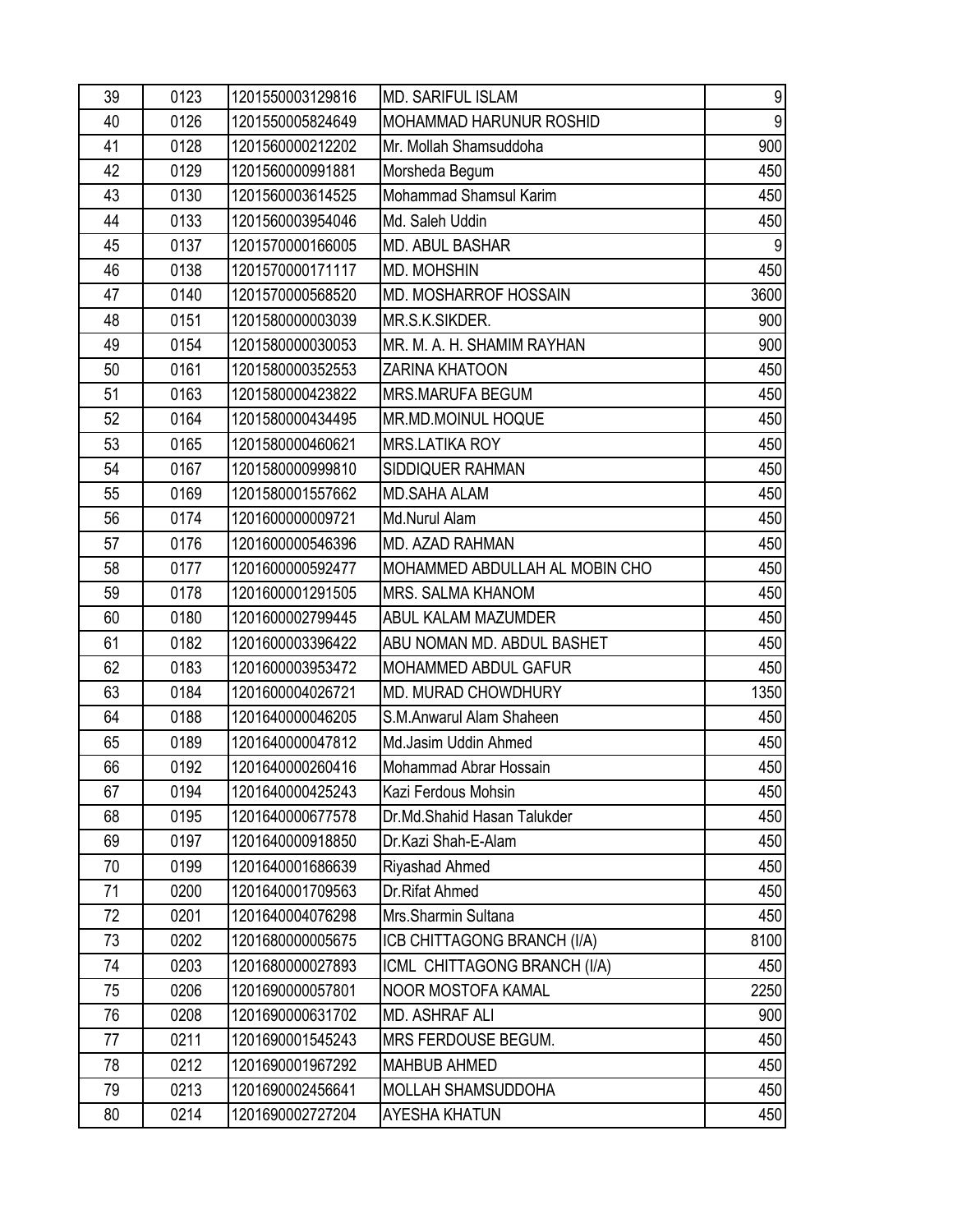| 39 | 0123 | 1201550003129816 | MD. SARIFUL ISLAM | 9 |
|---|---|---|---|---|
| 40 | 0126 | 1201550005824649 | MOHAMMAD HARUNUR ROSHID | 9 |
| 41 | 0128 | 1201560000212202 | Mr. Mollah Shamsuddoha | 900 |
| 42 | 0129 | 1201560000991881 | Morsheda Begum | 450 |
| 43 | 0130 | 1201560003614525 | Mohammad Shamsul Karim | 450 |
| 44 | 0133 | 1201560003954046 | Md. Saleh Uddin | 450 |
| 45 | 0137 | 1201570000166005 | MD. ABUL BASHAR | 9 |
| 46 | 0138 | 1201570000171117 | MD. MOHSHIN | 450 |
| 47 | 0140 | 1201570000568520 | MD. MOSHARROF HOSSAIN | 3600 |
| 48 | 0151 | 1201580000003039 | MR.S.K.SIKDER. | 900 |
| 49 | 0154 | 1201580000030053 | MR. M. A. H. SHAMIM RAYHAN | 900 |
| 50 | 0161 | 1201580000352553 | ZARINA KHATOON | 450 |
| 51 | 0163 | 1201580000423822 | MRS.MARUFA BEGUM | 450 |
| 52 | 0164 | 1201580000434495 | MR.MD.MOINUL HOQUE | 450 |
| 53 | 0165 | 1201580000460621 | MRS.LATIKA ROY | 450 |
| 54 | 0167 | 1201580000999810 | SIDDIQUER RAHMAN | 450 |
| 55 | 0169 | 1201580001557662 | MD.SAHA ALAM | 450 |
| 56 | 0174 | 1201600000009721 | Md.Nurul Alam | 450 |
| 57 | 0176 | 1201600000546396 | MD. AZAD RAHMAN | 450 |
| 58 | 0177 | 1201600000592477 | MOHAMMED ABDULLAH AL MOBIN CHO | 450 |
| 59 | 0178 | 1201600001291505 | MRS. SALMA KHANOM | 450 |
| 60 | 0180 | 1201600002799445 | ABUL KALAM MAZUMDER | 450 |
| 61 | 0182 | 1201600003396422 | ABU NOMAN MD. ABDUL BASHET | 450 |
| 62 | 0183 | 1201600003953472 | MOHAMMED ABDUL GAFUR | 450 |
| 63 | 0184 | 1201600004026721 | MD. MURAD CHOWDHURY | 1350 |
| 64 | 0188 | 1201640000046205 | S.M.Anwarul Alam Shaheen | 450 |
| 65 | 0189 | 1201640000047812 | Md.Jasim Uddin Ahmed | 450 |
| 66 | 0192 | 1201640000260416 | Mohammad Abrar Hossain | 450 |
| 67 | 0194 | 1201640000425243 | Kazi Ferdous Mohsin | 450 |
| 68 | 0195 | 1201640000677578 | Dr.Md.Shahid Hasan Talukder | 450 |
| 69 | 0197 | 1201640000918850 | Dr.Kazi Shah-E-Alam | 450 |
| 70 | 0199 | 1201640001686639 | Riyashad Ahmed | 450 |
| 71 | 0200 | 1201640001709563 | Dr.Rifat Ahmed | 450 |
| 72 | 0201 | 1201640004076298 | Mrs.Sharmin Sultana | 450 |
| 73 | 0202 | 1201680000005675 | ICB CHITTAGONG BRANCH (I/A) | 8100 |
| 74 | 0203 | 1201680000027893 | ICML CHITTAGONG BRANCH (I/A) | 450 |
| 75 | 0206 | 1201690000057801 | NOOR MOSTOFA KAMAL | 2250 |
| 76 | 0208 | 1201690000631702 | MD. ASHRAF ALI | 900 |
| 77 | 0211 | 1201690001545243 | MRS FERDOUSE BEGUM. | 450 |
| 78 | 0212 | 1201690001967292 | MAHBUB AHMED | 450 |
| 79 | 0213 | 1201690002456641 | MOLLAH SHAMSUDDOHA | 450 |
| 80 | 0214 | 1201690002727204 | AYESHA KHATUN | 450 |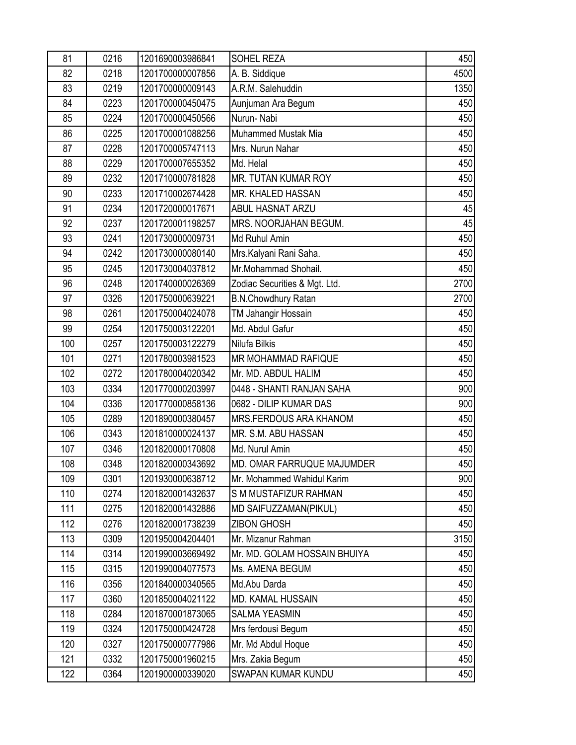| 81 | 0216 | 1201690003986841 | SOHEL REZA | 450 |
|---|---|---|---|---|
| 82 | 0218 | 1201700000007856 | A. B. Siddique | 4500 |
| 83 | 0219 | 1201700000009143 | A.R.M. Salehuddin | 1350 |
| 84 | 0223 | 1201700000450475 | Aunjuman Ara Begum | 450 |
| 85 | 0224 | 1201700000450566 | Nurun- Nabi | 450 |
| 86 | 0225 | 1201700001088256 | Muhammed Mustak Mia | 450 |
| 87 | 0228 | 1201700005747113 | Mrs. Nurun Nahar | 450 |
| 88 | 0229 | 1201700007655352 | Md. Helal | 450 |
| 89 | 0232 | 1201710000781828 | MR. TUTAN KUMAR ROY | 450 |
| 90 | 0233 | 1201710002674428 | MR. KHALED HASSAN | 450 |
| 91 | 0234 | 1201720000017671 | ABUL HASNAT ARZU | 45 |
| 92 | 0237 | 1201720001198257 | MRS. NOORJAHAN BEGUM. | 45 |
| 93 | 0241 | 1201730000009731 | Md Ruhul Amin | 450 |
| 94 | 0242 | 1201730000080140 | Mrs.Kalyani Rani Saha. | 450 |
| 95 | 0245 | 1201730004037812 | Mr.Mohammad Shohail. | 450 |
| 96 | 0248 | 1201740000026369 | Zodiac Securities & Mgt. Ltd. | 2700 |
| 97 | 0326 | 1201750000639221 | B.N.Chowdhury Ratan | 2700 |
| 98 | 0261 | 1201750004024078 | TM Jahangir Hossain | 450 |
| 99 | 0254 | 1201750003122201 | Md. Abdul Gafur | 450 |
| 100 | 0257 | 1201750003122279 | Nilufa Bilkis | 450 |
| 101 | 0271 | 1201780003981523 | MR MOHAMMAD RAFIQUE | 450 |
| 102 | 0272 | 1201780004020342 | Mr. MD. ABDUL HALIM | 450 |
| 103 | 0334 | 1201770000203997 | 0448 - SHANTI RANJAN SAHA | 900 |
| 104 | 0336 | 1201770000858136 | 0682 - DILIP KUMAR DAS | 900 |
| 105 | 0289 | 1201890000380457 | MRS.FERDOUS ARA KHANOM | 450 |
| 106 | 0343 | 1201810000024137 | MR. S.M. ABU HASSAN | 450 |
| 107 | 0346 | 1201820000170808 | Md. Nurul Amin | 450 |
| 108 | 0348 | 1201820000343692 | MD. OMAR FARRUQUE MAJUMDER | 450 |
| 109 | 0301 | 1201930000638712 | Mr. Mohammed Wahidul Karim | 900 |
| 110 | 0274 | 1201820001432637 | S M MUSTAFIZUR RAHMAN | 450 |
| 111 | 0275 | 1201820001432886 | MD SAIFUZZAMAN(PIKUL) | 450 |
| 112 | 0276 | 1201820001738239 | ZIBON GHOSH | 450 |
| 113 | 0309 | 1201950004204401 | Mr. Mizanur Rahman | 3150 |
| 114 | 0314 | 1201990003669492 | Mr. MD. GOLAM HOSSAIN BHUIYA | 450 |
| 115 | 0315 | 1201990004077573 | Ms. AMENA BEGUM | 450 |
| 116 | 0356 | 1201840000340565 | Md.Abu Darda | 450 |
| 117 | 0360 | 1201850004021122 | MD. KAMAL HUSSAIN | 450 |
| 118 | 0284 | 1201870001873065 | SALMA YEASMIN | 450 |
| 119 | 0324 | 1201750000424728 | Mrs ferdousi Begum | 450 |
| 120 | 0327 | 1201750000777986 | Mr. Md Abdul Hoque | 450 |
| 121 | 0332 | 1201750001960215 | Mrs. Zakia Begum | 450 |
| 122 | 0364 | 1201900000339020 | SWAPAN KUMAR KUNDU | 450 |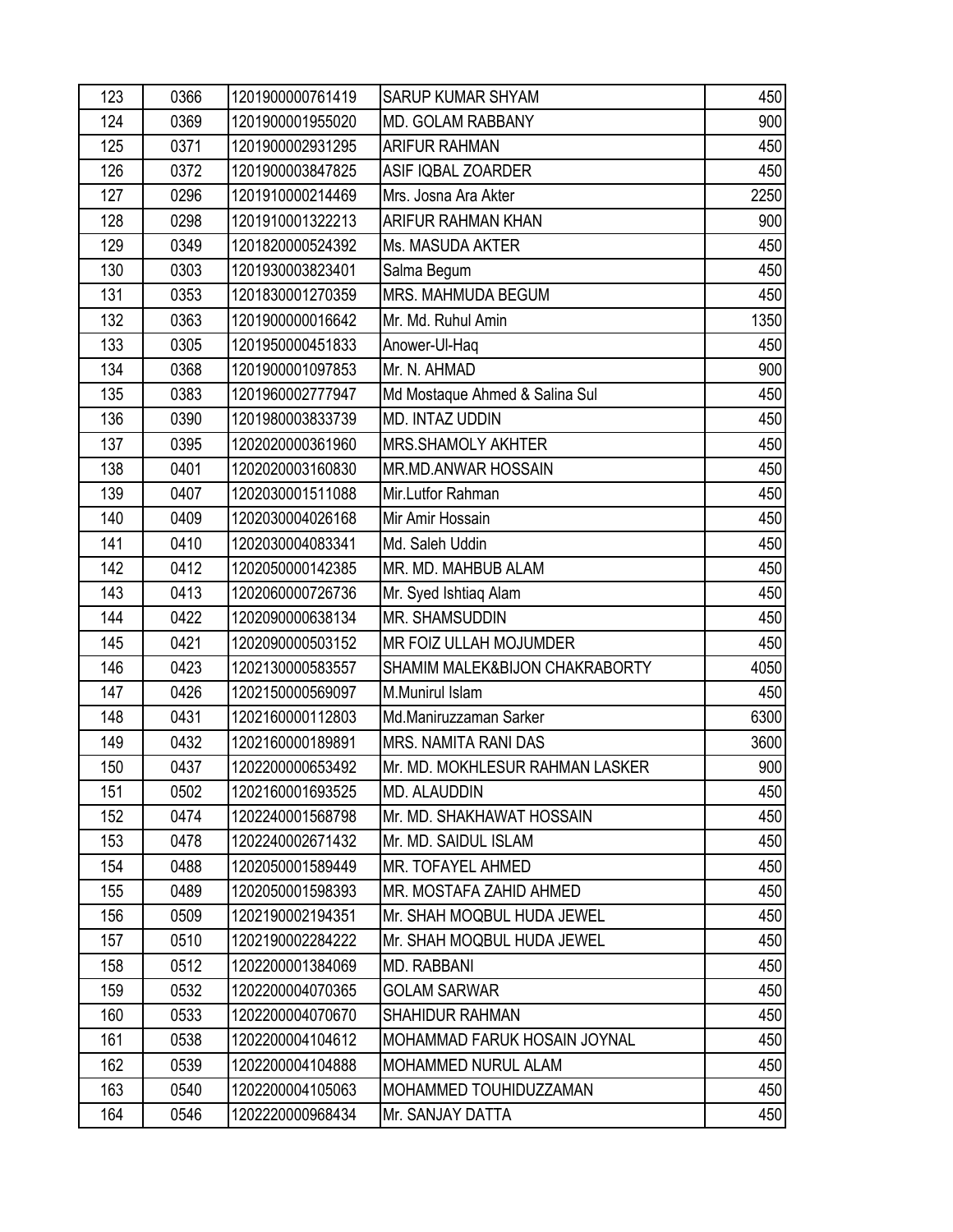| 123 | 0366 | 1201900000761419 | SARUP KUMAR SHYAM | 450 |
|---|---|---|---|---|
| 124 | 0369 | 1201900001955020 | MD. GOLAM RABBANY | 900 |
| 125 | 0371 | 1201900002931295 | ARIFUR RAHMAN | 450 |
| 126 | 0372 | 1201900003847825 | ASIF IQBAL ZOARDER | 450 |
| 127 | 0296 | 1201910000214469 | Mrs. Josna Ara Akter | 2250 |
| 128 | 0298 | 1201910001322213 | ARIFUR RAHMAN KHAN | 900 |
| 129 | 0349 | 1201820000524392 | Ms. MASUDA AKTER | 450 |
| 130 | 0303 | 1201930003823401 | Salma Begum | 450 |
| 131 | 0353 | 1201830001270359 | MRS. MAHMUDA BEGUM | 450 |
| 132 | 0363 | 1201900000016642 | Mr. Md. Ruhul Amin | 1350 |
| 133 | 0305 | 1201950000451833 | Anower-Ul-Haq | 450 |
| 134 | 0368 | 1201900001097853 | Mr. N. AHMAD | 900 |
| 135 | 0383 | 1201960002777947 | Md Mostaque Ahmed & Salina Sul | 450 |
| 136 | 0390 | 1201980003833739 | MD. INTAZ UDDIN | 450 |
| 137 | 0395 | 1202020000361960 | MRS.SHAMOLY AKHTER | 450 |
| 138 | 0401 | 1202020003160830 | MR.MD.ANWAR HOSSAIN | 450 |
| 139 | 0407 | 1202030001511088 | Mir.Lutfor Rahman | 450 |
| 140 | 0409 | 1202030004026168 | Mir Amir Hossain | 450 |
| 141 | 0410 | 1202030004083341 | Md. Saleh Uddin | 450 |
| 142 | 0412 | 1202050000142385 | MR. MD. MAHBUB ALAM | 450 |
| 143 | 0413 | 1202060000726736 | Mr. Syed Ishtiaq Alam | 450 |
| 144 | 0422 | 1202090000638134 | MR. SHAMSUDDIN | 450 |
| 145 | 0421 | 1202090000503152 | MR FOIZ ULLAH MOJUMDER | 450 |
| 146 | 0423 | 1202130000583557 | SHAMIM MALEK&BIJON CHAKRABORTY | 4050 |
| 147 | 0426 | 1202150000569097 | M.Munirul Islam | 450 |
| 148 | 0431 | 1202160000112803 | Md.Maniruzzaman Sarker | 6300 |
| 149 | 0432 | 1202160000189891 | MRS. NAMITA RANI DAS | 3600 |
| 150 | 0437 | 1202200000653492 | Mr. MD. MOKHLESUR RAHMAN LASKER | 900 |
| 151 | 0502 | 1202160001693525 | MD. ALAUDDIN | 450 |
| 152 | 0474 | 1202240001568798 | Mr. MD. SHAKHAWAT HOSSAIN | 450 |
| 153 | 0478 | 1202240002671432 | Mr. MD. SAIDUL ISLAM | 450 |
| 154 | 0488 | 1202050001589449 | MR. TOFAYEL AHMED | 450 |
| 155 | 0489 | 1202050001598393 | MR. MOSTAFA ZAHID AHMED | 450 |
| 156 | 0509 | 1202190002194351 | Mr. SHAH MOQBUL HUDA JEWEL | 450 |
| 157 | 0510 | 1202190002284222 | Mr. SHAH MOQBUL HUDA JEWEL | 450 |
| 158 | 0512 | 1202200001384069 | MD. RABBANI | 450 |
| 159 | 0532 | 1202200004070365 | GOLAM SARWAR | 450 |
| 160 | 0533 | 1202200004070670 | SHAHIDUR RAHMAN | 450 |
| 161 | 0538 | 1202200004104612 | MOHAMMAD FARUK HOSAIN JOYNAL | 450 |
| 162 | 0539 | 1202200004104888 | MOHAMMED NURUL ALAM | 450 |
| 163 | 0540 | 1202200004105063 | MOHAMMED TOUHIDUZZAMAN | 450 |
| 164 | 0546 | 1202220000968434 | Mr. SANJAY DATTA | 450 |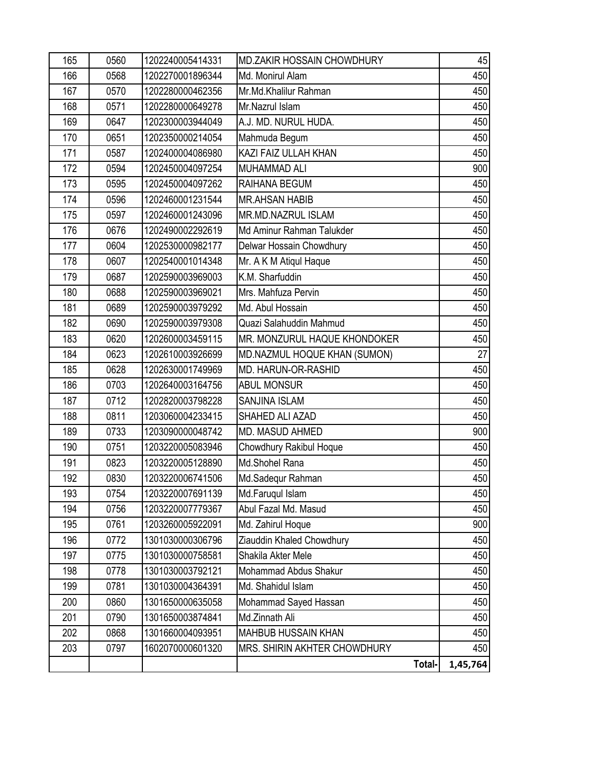| | | | | |
|---|---|---|---|---|
| 165 | 0560 | 1202240005414331 | MD.ZAKIR HOSSAIN CHOWDHURY | 45 |
| 166 | 0568 | 1202270001896344 | Md. Monirul Alam | 450 |
| 167 | 0570 | 1202280000462356 | Mr.Md.Khalilur Rahman | 450 |
| 168 | 0571 | 1202280000649278 | Mr.Nazrul Islam | 450 |
| 169 | 0647 | 1202300003944049 | A.J. MD. NURUL HUDA. | 450 |
| 170 | 0651 | 1202350000214054 | Mahmuda Begum | 450 |
| 171 | 0587 | 1202400004086980 | KAZI FAIZ ULLAH KHAN | 450 |
| 172 | 0594 | 1202450004097254 | MUHAMMAD ALI | 900 |
| 173 | 0595 | 1202450004097262 | RAIHANA BEGUM | 450 |
| 174 | 0596 | 1202460001231544 | MR.AHSAN HABIB | 450 |
| 175 | 0597 | 1202460001243096 | MR.MD.NAZRUL ISLAM | 450 |
| 176 | 0676 | 1202490002292619 | Md Aminur Rahman Talukder | 450 |
| 177 | 0604 | 1202530000982177 | Delwar Hossain Chowdhury | 450 |
| 178 | 0607 | 1202540001014348 | Mr. A K M Atiqul Haque | 450 |
| 179 | 0687 | 1202590003969003 | K.M. Sharfuddin | 450 |
| 180 | 0688 | 1202590003969021 | Mrs. Mahfuza Pervin | 450 |
| 181 | 0689 | 1202590003979292 | Md. Abul Hossain | 450 |
| 182 | 0690 | 1202590003979308 | Quazi Salahuddin Mahmud | 450 |
| 183 | 0620 | 1202600003459115 | MR. MONZURUL HAQUE KHONDOKER | 450 |
| 184 | 0623 | 1202610003926699 | MD.NAZMUL HOQUE KHAN (SUMON) | 27 |
| 185 | 0628 | 1202630001749969 | MD. HARUN-OR-RASHID | 450 |
| 186 | 0703 | 1202640003164756 | ABUL MONSUR | 450 |
| 187 | 0712 | 1202820003798228 | SANJINA ISLAM | 450 |
| 188 | 0811 | 1203060004233415 | SHAHED ALI AZAD | 450 |
| 189 | 0733 | 1203090000048742 | MD. MASUD AHMED | 900 |
| 190 | 0751 | 1203220005083946 | Chowdhury Rakibul Hoque | 450 |
| 191 | 0823 | 1203220005128890 | Md.Shohel Rana | 450 |
| 192 | 0830 | 1203220006741506 | Md.Sadequr Rahman | 450 |
| 193 | 0754 | 1203220007691139 | Md.Faruqul Islam | 450 |
| 194 | 0756 | 1203220007779367 | Abul Fazal Md. Masud | 450 |
| 195 | 0761 | 1203260005922091 | Md. Zahirul Hoque | 900 |
| 196 | 0772 | 1301030000306796 | Ziauddin Khaled Chowdhury | 450 |
| 197 | 0775 | 1301030000758581 | Shakila Akter Mele | 450 |
| 198 | 0778 | 1301030003792121 | Mohammad Abdus Shakur | 450 |
| 199 | 0781 | 1301030004364391 | Md. Shahidul Islam | 450 |
| 200 | 0860 | 1301650000635058 | Mohammad Sayed Hassan | 450 |
| 201 | 0790 | 1301650003874841 | Md.Zinnath Ali | 450 |
| 202 | 0868 | 1301660004093951 | MAHBUB HUSSAIN KHAN | 450 |
| 203 | 0797 | 1602070000601320 | MRS. SHIRIN AKHTER CHOWDHURY | 450 |
| | | | **Total-** | **1,45,764** |